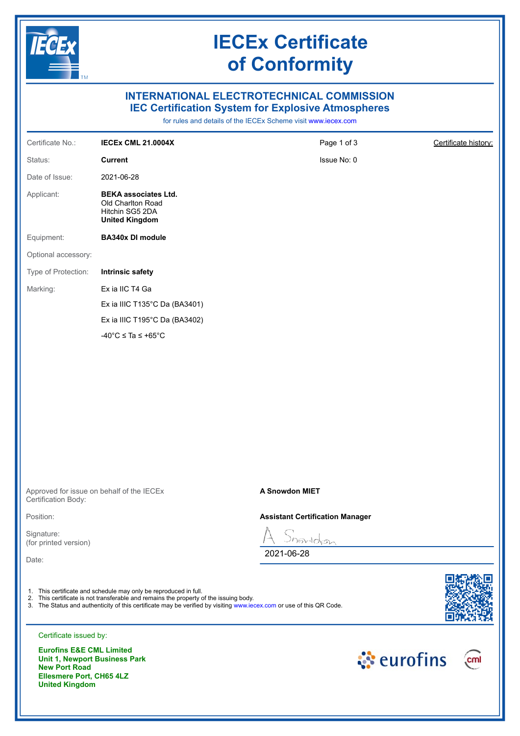# IECEx Certificate of Conformity

## INTERNATIONAL ELECTROTECHNICAL COMMISSION
## IEC Certification System for Explosive Atmospheres

for rules and details of the IECEx Scheme visit www.iecex.com

| | | | |
|---|---|---|---|
| Certificate No.: | **IECEx CML 21.0004X** | Page 1 of 3 | Certificate history: |
| Status: | **Current** | Issue No: 0 | |
| Date of Issue: | 2021-06-28 | | |
| Applicant: | **BEKA associates Ltd.**<br>Old Charlton Road<br>Hitchin SG5 2DA<br>**United Kingdom** | | |
| Equipment: | **BA340x DI module** | | |
| Optional accessory: | | | |
| Type of Protection: | **Intrinsic safety** | | |
| Marking: | Ex ia IIC T4 Ga<br>Ex ia IIIC T135°C Da (BA3401)<br>Ex ia IIIC T195°C Da (BA3402)<br>-40°C ≤ Ta ≤ +65°C | | |

| | |
|---|---|
| Approved for issue on behalf of the IECEx Certification Body: | **A Snowdon MIET** |
| Position: | **Assistant Certification Manager** |
| Signature: (for printed version) | A Snowdon |
| Date: | 2021-06-28 |

1. This certificate and schedule may only be reproduced in full.
2. This certificate is not transferable and remains the property of the issuing body.
3. The Status and authenticity of this certificate may be verified by visiting www.iecex.com or use of this QR Code.

Certificate issued by:

**Eurofins E&E CML Limited**
**Unit 1, Newport Business Park**
**New Port Road**
**Ellesmere Port, CH65 4LZ**
**United Kingdom**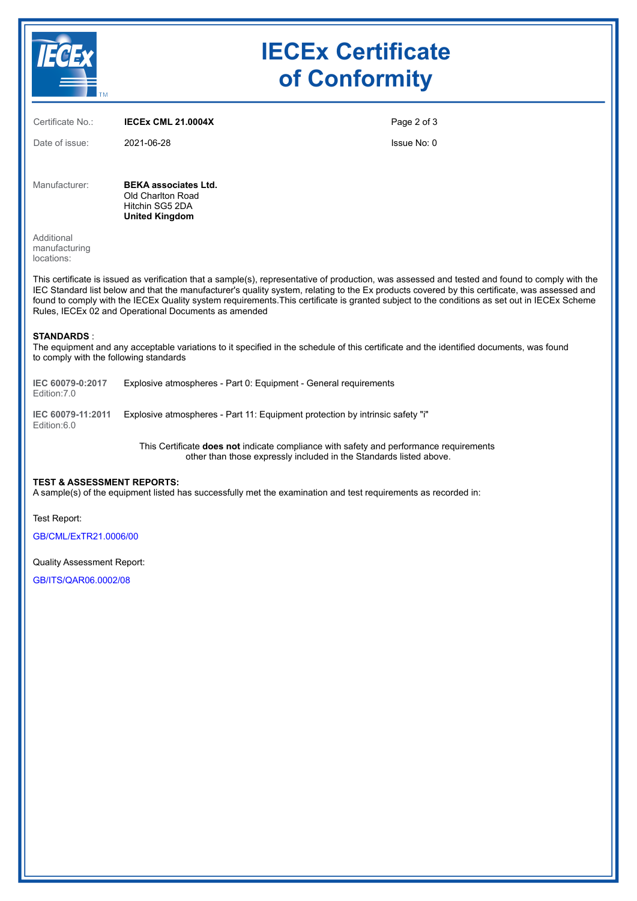# IECEx Certificate of Conformity

Certificate No.: **IECEx CML 21.0004X**

Date of issue: 2021-06-28

Issue No: 0

Manufacturer: **BEKA associates Ltd.**
Old Charlton Road
Hitchin SG5 2DA
**United Kingdom**

Additional manufacturing locations:

This certificate is issued as verification that a sample(s), representative of production, was assessed and tested and found to comply with the IEC Standard list below and that the manufacturer's quality system, relating to the Ex products covered by this certificate, was assessed and found to comply with the IECEx Quality system requirements.This certificate is granted subject to the conditions as set out in IECEx Scheme Rules, IECEx 02 and Operational Documents as amended

**STANDARDS** :

The equipment and any acceptable variations to it specified in the schedule of this certificate and the identified documents, was found to comply with the following standards

**IEC 60079-0:2017** Edition:7.0 — Explosive atmospheres - Part 0: Equipment - General requirements

**IEC 60079-11:2011** Edition:6.0 — Explosive atmospheres - Part 11: Equipment protection by intrinsic safety "i"

This Certificate **does not** indicate compliance with safety and performance requirements other than those expressly included in the Standards listed above.

**TEST & ASSESSMENT REPORTS:**

A sample(s) of the equipment listed has successfully met the examination and test requirements as recorded in:

Test Report:

GB/CML/ExTR21.0006/00

Quality Assessment Report:

GB/ITS/QAR06.0002/08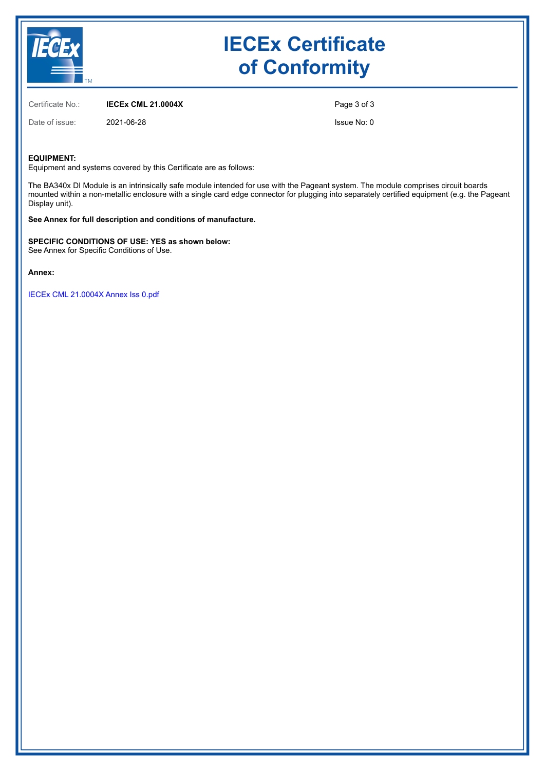# IECEx Certificate of Conformity

Certificate No.: **IECEx CML 21.0004X**

Date of issue: 2021-06-28

Issue No: 0

**EQUIPMENT:**
Equipment and systems covered by this Certificate are as follows:

The BA340x DI Module is an intrinsically safe module intended for use with the Pageant system. The module comprises circuit boards mounted within a non-metallic enclosure with a single card edge connector for plugging into separately certified equipment (e.g. the Pageant Display unit).

**See Annex for full description and conditions of manufacture.**

**SPECIFIC CONDITIONS OF USE: YES as shown below:**
See Annex for Specific Conditions of Use.

**Annex:**

IECEx CML 21.0004X Annex Iss 0.pdf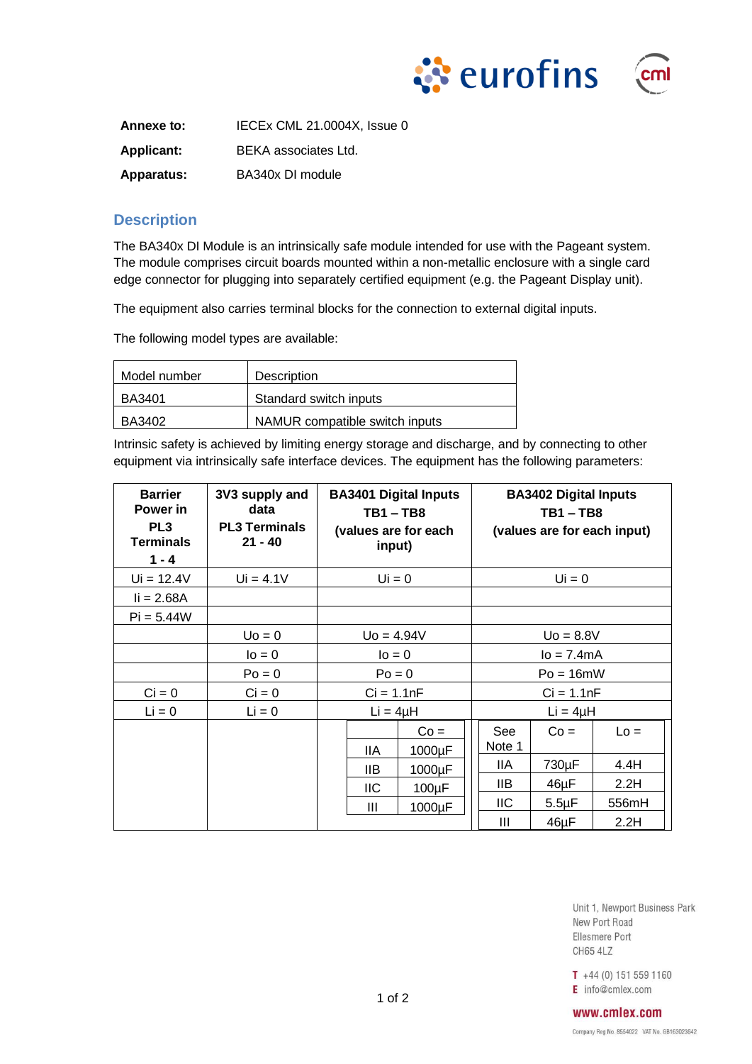**Annexe to:** IECEx CML 21.0004X, Issue 0

**Applicant:** BEKA associates Ltd.

**Apparatus:** BA340x DI module

## Description

The BA340x DI Module is an intrinsically safe module intended for use with the Pageant system. The module comprises circuit boards mounted within a non-metallic enclosure with a single card edge connector for plugging into separately certified equipment (e.g. the Pageant Display unit).

The equipment also carries terminal blocks for the connection to external digital inputs.

The following model types are available:

| Model number | Description |
|---|---|
| BA3401 | Standard switch inputs |
| BA3402 | NAMUR compatible switch inputs |

Intrinsic safety is achieved by limiting energy storage and discharge, and by connecting to other equipment via intrinsically safe interface devices. The equipment has the following parameters:

| Barrier Power in PL3 Terminals 1 - 4 | 3V3 supply and data PL3 Terminals 21 - 40 | BA3401 Digital Inputs TB1 – TB8 (values are for each input) | BA3402 Digital Inputs TB1 – TB8 (values are for each input) |
|---|---|---|---|
| $U_i$ = 12.4V | $U_i$ = 4.1V | $U_i$ = 0 | $U_i$ = 0 |
| $I_i$ = 2.68A | | | |
| $P_i$ = 5.44W | | | |
| | $U_o$ = 0 | $U_o$ = 4.94V | $U_o$ = 8.8V |
| | $I_o$ = 0 | $I_o$ = 0 | $I_o$ = 7.4mA |
| | $P_o$ = 0 | $P_o$ = 0 | $P_o$ = 16mW |
| $C_i$ = 0 | $C_i$ = 0 | $C_i$ = 1.1nF | $C_i$ = 1.1nF |
| $L_i$ = 0 | $L_i$ = 0 | $L_i$ = 4µH | $L_i$ = 4µH |

BA3401 Digital Inputs output parameters:

| | $C_o$ = |
|---|---|
| IIA | 1000µF |
| IIB | 1000µF |
| IIC | 100µF |
| III | 1000µF |

BA3402 Digital Inputs output parameters:

| See Note 1 | $C_o$ = | $L_o$ = |
|---|---|---|
| IIA | 730µF | 4.4H |
| IIB | 46µF | 2.2H |
| IIC | 5.5µF | 556mH |
| III | 46µF | 2.2H |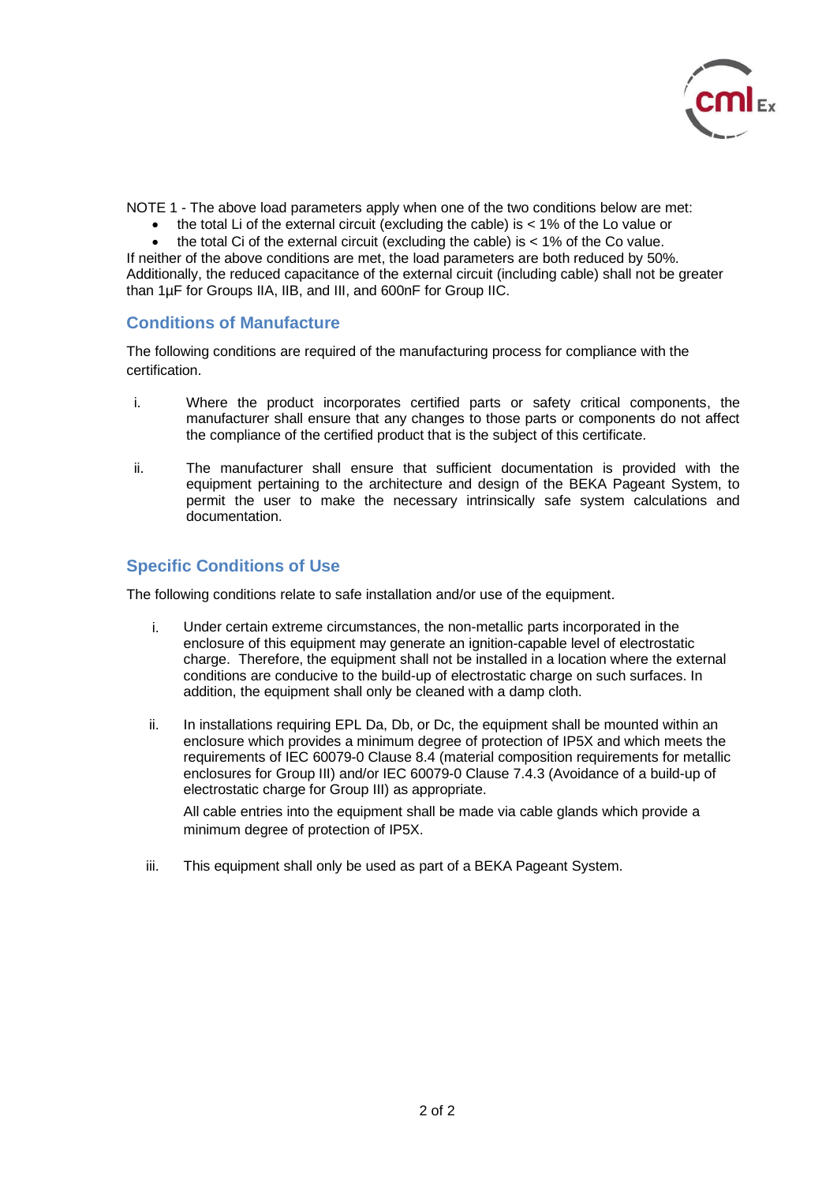NOTE 1 - The above load parameters apply when one of the two conditions below are met:

- the total Li of the external circuit (excluding the cable) is < 1% of the Lo value or
- the total Ci of the external circuit (excluding the cable) is < 1% of the Co value.

If neither of the above conditions are met, the load parameters are both reduced by 50%. Additionally, the reduced capacitance of the external circuit (including cable) shall not be greater than 1µF for Groups IIA, IIB, and III, and 600nF for Group IIC.

## Conditions of Manufacture

The following conditions are required of the manufacturing process for compliance with the certification.

i. Where the product incorporates certified parts or safety critical components, the manufacturer shall ensure that any changes to those parts or components do not affect the compliance of the certified product that is the subject of this certificate.

ii. The manufacturer shall ensure that sufficient documentation is provided with the equipment pertaining to the architecture and design of the BEKA Pageant System, to permit the user to make the necessary intrinsically safe system calculations and documentation.

## Specific Conditions of Use

The following conditions relate to safe installation and/or use of the equipment.

i. Under certain extreme circumstances, the non-metallic parts incorporated in the enclosure of this equipment may generate an ignition-capable level of electrostatic charge. Therefore, the equipment shall not be installed in a location where the external conditions are conducive to the build-up of electrostatic charge on such surfaces. In addition, the equipment shall only be cleaned with a damp cloth.

ii. In installations requiring EPL Da, Db, or Dc, the equipment shall be mounted within an enclosure which provides a minimum degree of protection of IP5X and which meets the requirements of IEC 60079-0 Clause 8.4 (material composition requirements for metallic enclosures for Group III) and/or IEC 60079-0 Clause 7.4.3 (Avoidance of a build-up of electrostatic charge for Group III) as appropriate.

   All cable entries into the equipment shall be made via cable glands which provide a minimum degree of protection of IP5X.

iii. This equipment shall only be used as part of a BEKA Pageant System.